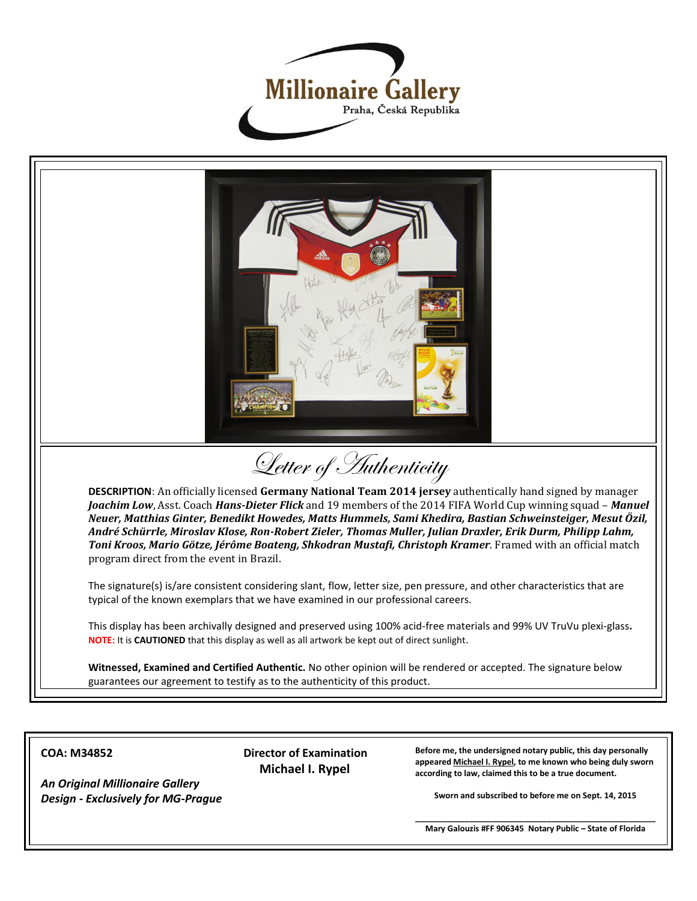Millionaire Gallery

Praha, Česká Republika

# Letter of Authenticity

**DESCRIPTION**: An officially licensed **Germany National Team 2014 jersey** authentically hand signed by manager ***Joachim Low***, Asst. Coach ***Hans-Dieter Flick*** and 19 members of the 2014 FIFA World Cup winning squad – ***Manuel Neuer, Matthias Ginter, Benedikt Howedes, Matts Hummels, Sami Khedira, Bastian Schweinsteiger, Mesut Özil, André Schürrle, Miroslav Klose, Ron-Robert Zieler, Thomas Muller, Julian Draxler, Erik Durm, Philipp Lahm, Toni Kroos, Mario Götze, Jérôme Boateng, Shkodran Mustafi, Christoph Kramer***. Framed with an official match program direct from the event in Brazil.

The signature(s) is/are consistent considering slant, flow, letter size, pen pressure, and other characteristics that are typical of the known exemplars that we have examined in our professional careers.

This display has been archivally designed and preserved using 100% acid-free materials and 99% UV TruVu plexi-glass**.**
**NOTE:** It is **CAUTIONED** that this display as well as all artwork be kept out of direct sunlight.

**Witnessed, Examined and Certified Authentic.** No other opinion will be rendered or accepted. The signature below guarantees our agreement to testify as to the authenticity of this product.

**COA: M34852**

***An Original Millionaire Gallery Design - Exclusively for MG-Prague***

**Director of Examination**
**Michael I. Rypel**

**Before me, the undersigned notary public, this day personally appeared Michael I. Rypel, to me known who being duly sworn according to law, claimed this to be a true document.**

**Sworn and subscribed to before me on Sept. 14, 2015**

**Mary Galouzis #FF 906345 Notary Public – State of Florida**